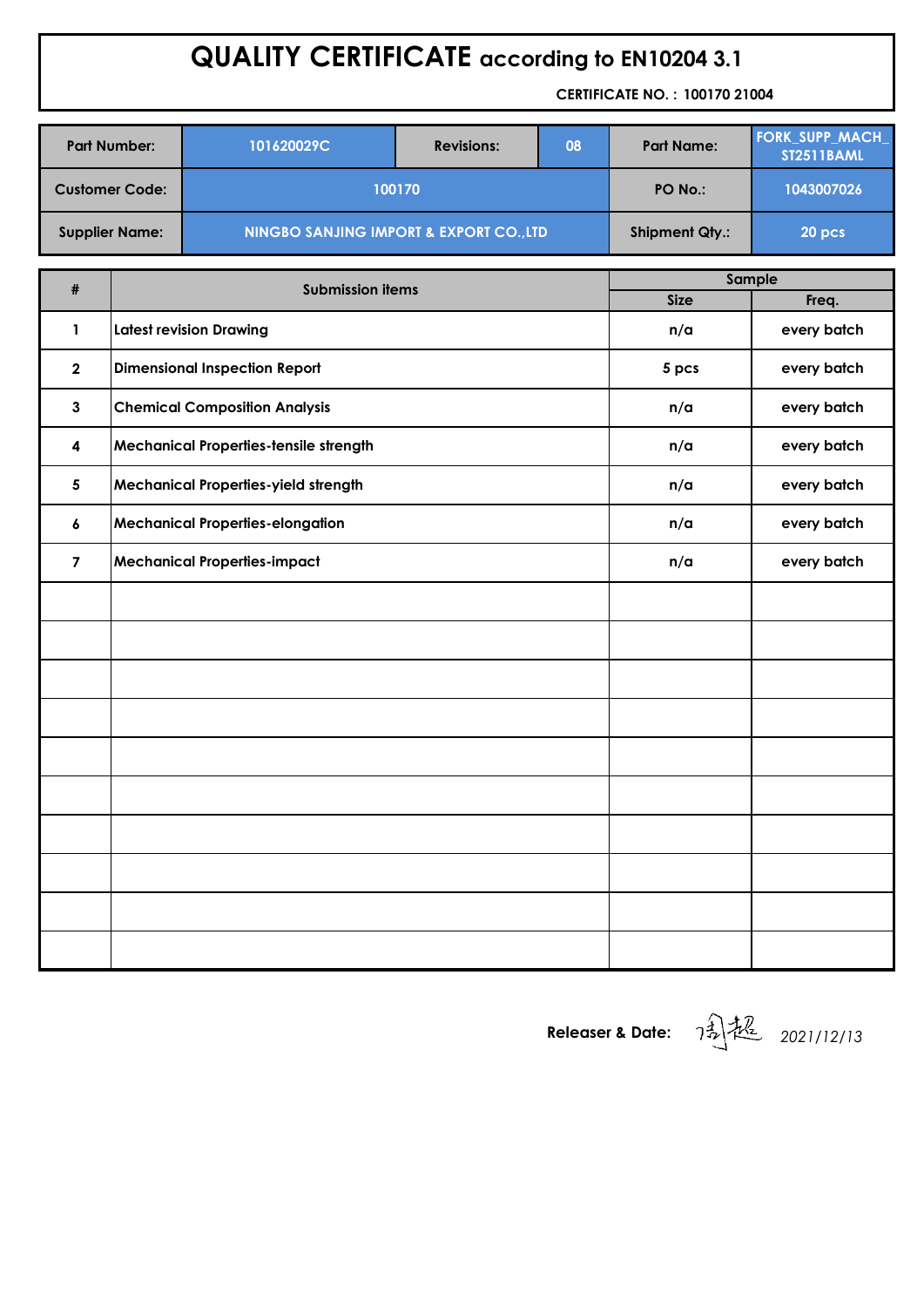# QUALITY CERTIFICATE according to EN10204 3.1

**CERTIFICATE NO. : 100170 21004**

| Part Number: | 101620029C | Revisions: | 08 | Part Name: | FORK_SUPP_MACH_ST2511BAML |
|---|---|---|---|---|---|
| Customer Code: | 100170 | | | PO No.: | 1043007026 |
| Supplier Name: | NINGBO SANJING IMPORT & EXPORT CO.,LTD | | | Shipment Qty.: | 20 pcs |

| # | Submission items | Sample | |
|---|---|---|---|
| | | Size | Freq. |
| 1 | Latest revision Drawing | n/a | every batch |
| 2 | Dimensional Inspection Report | 5 pcs | every batch |
| 3 | Chemical Composition Analysis | n/a | every batch |
| 4 | Mechanical Properties-tensile strength | n/a | every batch |
| 5 | Mechanical Properties-yield strength | n/a | every batch |
| 6 | Mechanical Properties-elongation | n/a | every batch |
| 7 | Mechanical Properties-impact | n/a | every batch |
| | | | |
| | | | |
| | | | |
| | | | |
| | | | |
| | | | |
| | | | |
| | | | |
| | | | |
| | | | |

**Releaser & Date:** 周超 *2021/12/13*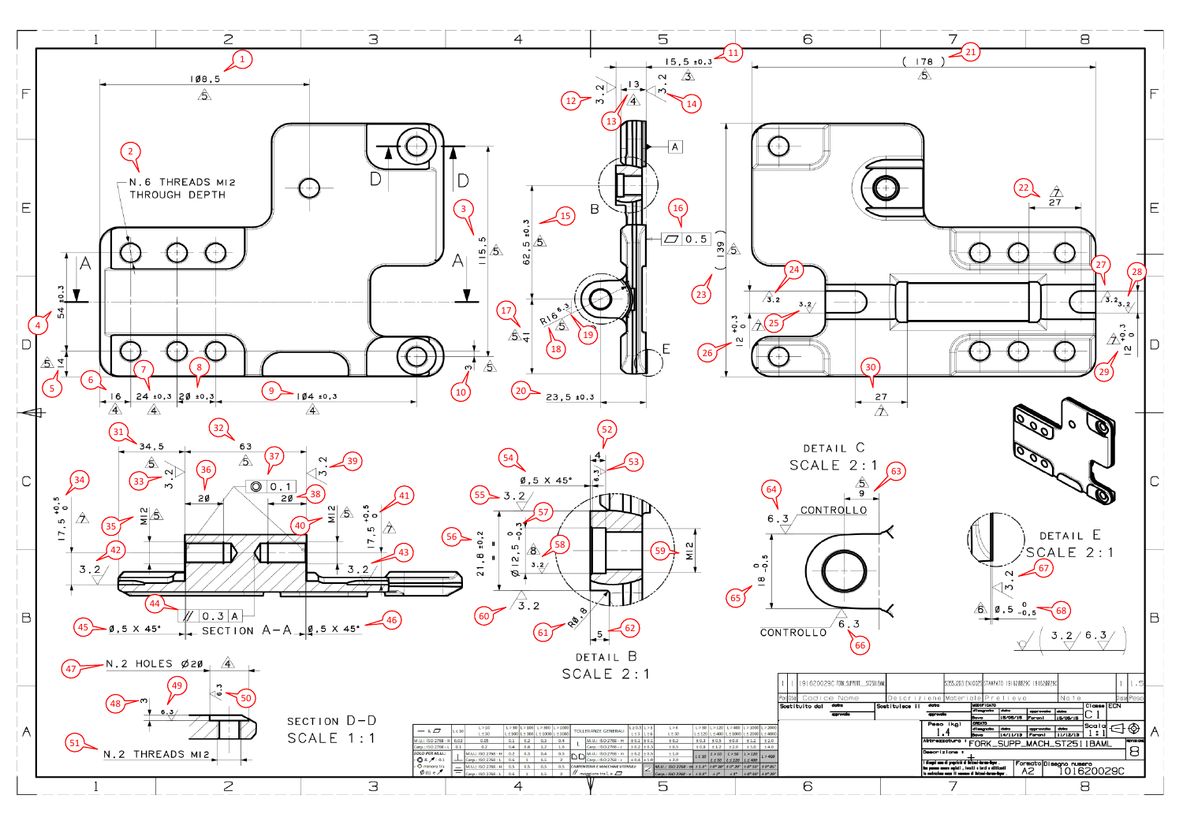N.6 THREADS M12
THROUGH DEPTH

SECTION A–A

DETAIL B
SCALE 2:1

DETAIL C
SCALE 2:1

CONTROLLO

CONTROLLO

DETAIL E
SCALE 2:1

N.2 HOLES Ø20

SECTION D–D
SCALE 1:1

N.2 THREADS M12

| | | |
|---|---|---|
| Peso (kg) | 1.4 | |
| Attrezzatura | FORK_SUPP_MACH_ST2511BAML | |
| Formato | A2 | |
| Disegno numero | 101620029C | |
| Classe | C1 | |
| Scala | 1:1 | |
| Revisione | B | |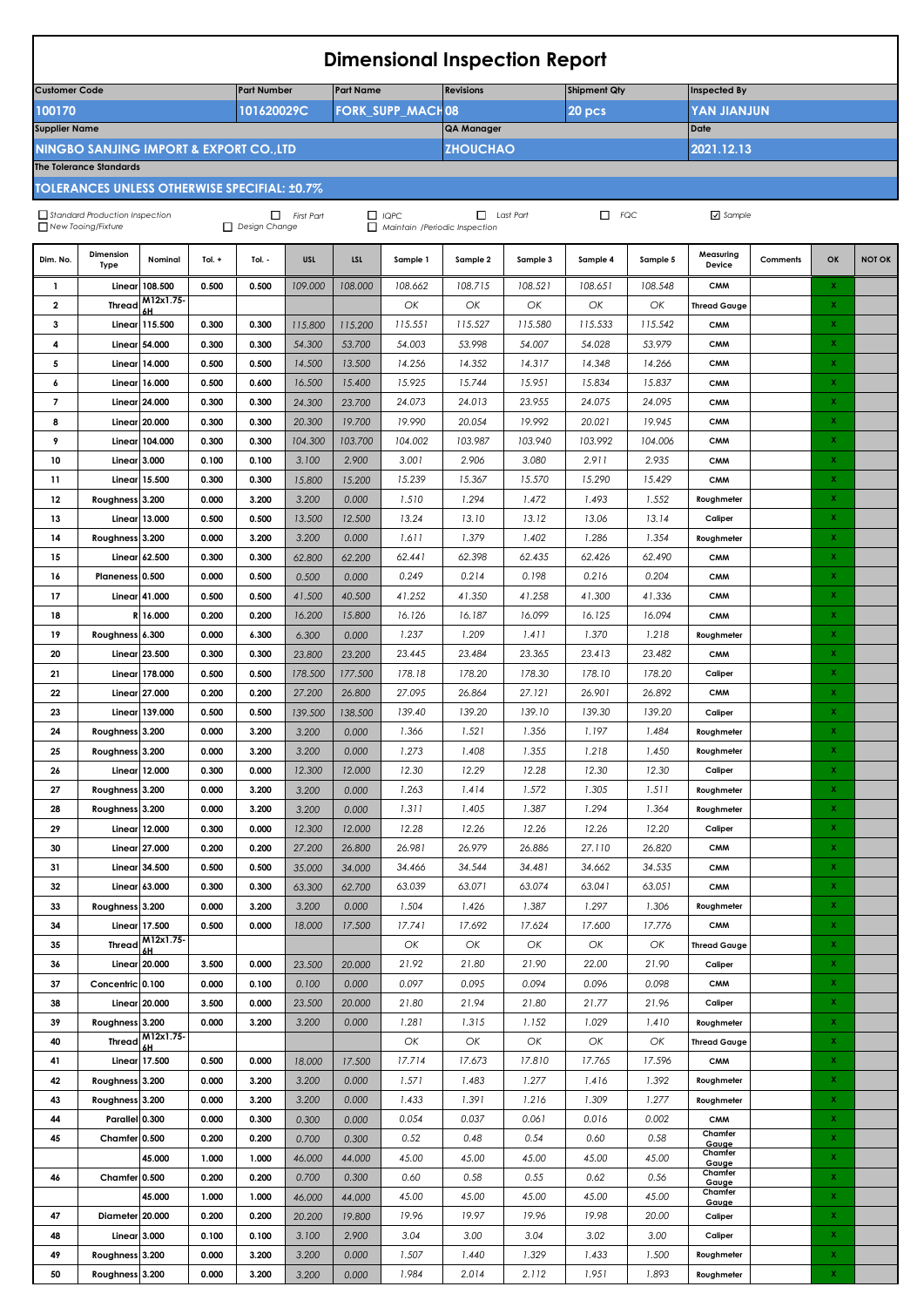# Dimensional Inspection Report

| Customer Code | Part Number | Part Name | Revisions | Shipment Qty | Inspected By |
|---|---|---|---|---|---|
| 100170 | 101620029C | FORK_SUPP_MACH | 08 | 20 pcs | YAN JIANJUN |

| Supplier Name | QA Manager | Date |
|---|---|---|
| NINGBO SANJING IMPORT & EXPORT CO.,LTD | ZHOUCHAO | 2021.12.13 |

**The Tolerance Standards**

**TOLERANCES UNLESS OTHERWISE SPECIFIAL: ±0.7%**

☐ Standard Production Inspection ☐ First Part ☐ IQPC ☐ Last Part ☐ FQC ☑ Sample
☐ New Tooing/Fixture ☐ Design Change ☐ Maintain /Periodic Inspection

| Dim. No. | Dimension Type | Nominal | Tol. + | Tol. - | USL | LSL | Sample 1 | Sample 2 | Sample 3 | Sample 4 | Sample 5 | Measuring Device | Comments | OK | NOT OK |
|---|---|---|---|---|---|---|---|---|---|---|---|---|---|---|---|
| 1 | Linear | 108.500 | 0.500 | 0.500 | 109.000 | 108.000 | 108.662 | 108.715 | 108.521 | 108.651 | 108.548 | CMM | | X | |
| 2 | Thread | M12x1.75-6H | | | | | OK | OK | OK | OK | OK | Thread Gauge | | X | |
| 3 | Linear | 115.500 | 0.300 | 0.300 | 115.800 | 115.200 | 115.551 | 115.527 | 115.580 | 115.533 | 115.542 | CMM | | X | |
| 4 | Linear | 54.000 | 0.300 | 0.300 | 54.300 | 53.700 | 54.003 | 53.998 | 54.007 | 54.028 | 53.979 | CMM | | X | |
| 5 | Linear | 14.000 | 0.500 | 0.500 | 14.500 | 13.500 | 14.256 | 14.352 | 14.317 | 14.348 | 14.266 | CMM | | X | |
| 6 | Linear | 16.000 | 0.500 | 0.600 | 16.500 | 15.400 | 15.925 | 15.744 | 15.951 | 15.834 | 15.837 | CMM | | X | |
| 7 | Linear | 24.000 | 0.300 | 0.300 | 24.300 | 23.700 | 24.073 | 24.013 | 23.955 | 24.075 | 24.095 | CMM | | X | |
| 8 | Linear | 20.000 | 0.300 | 0.300 | 20.300 | 19.700 | 19.990 | 20.054 | 19.992 | 20.021 | 19.945 | CMM | | X | |
| 9 | Linear | 104.000 | 0.300 | 0.300 | 104.300 | 103.700 | 104.002 | 103.987 | 103.940 | 103.992 | 104.006 | CMM | | X | |
| 10 | Linear | 3.000 | 0.100 | 0.100 | 3.100 | 2.900 | 3.001 | 2.906 | 3.080 | 2.911 | 2.935 | CMM | | X | |
| 11 | Linear | 15.500 | 0.300 | 0.300 | 15.800 | 15.200 | 15.239 | 15.367 | 15.570 | 15.290 | 15.429 | CMM | | X | |
| 12 | Roughness | 3.200 | 0.000 | 3.200 | 3.200 | 0.000 | 1.510 | 1.294 | 1.472 | 1.493 | 1.552 | Roughmeter | | X | |
| 13 | Linear | 13.000 | 0.500 | 0.500 | 13.500 | 12.500 | 13.24 | 13.10 | 13.12 | 13.06 | 13.14 | Caliper | | X | |
| 14 | Roughness | 3.200 | 0.000 | 3.200 | 3.200 | 0.000 | 1.611 | 1.379 | 1.402 | 1.286 | 1.354 | Roughmeter | | X | |
| 15 | Linear | 62.500 | 0.300 | 0.300 | 62.800 | 62.200 | 62.441 | 62.398 | 62.435 | 62.426 | 62.490 | CMM | | X | |
| 16 | Planeness | 0.500 | 0.000 | 0.500 | 0.500 | 0.000 | 0.249 | 0.214 | 0.198 | 0.216 | 0.204 | CMM | | X | |
| 17 | Linear | 41.000 | 0.500 | 0.500 | 41.500 | 40.500 | 41.252 | 41.350 | 41.258 | 41.300 | 41.336 | CMM | | X | |
| 18 | R | 16.000 | 0.200 | 0.200 | 16.200 | 15.800 | 16.126 | 16.187 | 16.099 | 16.125 | 16.094 | CMM | | X | |
| 19 | Roughness | 6.300 | 0.000 | 6.300 | 6.300 | 0.000 | 1.237 | 1.209 | 1.411 | 1.370 | 1.218 | Roughmeter | | X | |
| 20 | Linear | 23.500 | 0.300 | 0.300 | 23.800 | 23.200 | 23.445 | 23.484 | 23.365 | 23.413 | 23.482 | CMM | | X | |
| 21 | Linear | 178.000 | 0.500 | 0.500 | 178.500 | 177.500 | 178.18 | 178.20 | 178.30 | 178.10 | 178.20 | Caliper | | X | |
| 22 | Linear | 27.000 | 0.200 | 0.200 | 27.200 | 26.800 | 27.095 | 26.864 | 27.121 | 26.901 | 26.892 | CMM | | X | |
| 23 | Linear | 139.000 | 0.500 | 0.500 | 139.500 | 138.500 | 139.40 | 139.20 | 139.10 | 139.30 | 139.20 | Caliper | | X | |
| 24 | Roughness | 3.200 | 0.000 | 3.200 | 3.200 | 0.000 | 1.366 | 1.521 | 1.356 | 1.197 | 1.484 | Roughmeter | | X | |
| 25 | Roughness | 3.200 | 0.000 | 3.200 | 3.200 | 0.000 | 1.273 | 1.408 | 1.355 | 1.218 | 1.450 | Roughmeter | | X | |
| 26 | Linear | 12.000 | 0.300 | 0.000 | 12.300 | 12.000 | 12.30 | 12.29 | 12.28 | 12.30 | 12.30 | Caliper | | X | |
| 27 | Roughness | 3.200 | 0.000 | 3.200 | 3.200 | 0.000 | 1.263 | 1.414 | 1.572 | 1.305 | 1.511 | Roughmeter | | X | |
| 28 | Roughness | 3.200 | 0.000 | 3.200 | 3.200 | 0.000 | 1.311 | 1.405 | 1.387 | 1.294 | 1.364 | Roughmeter | | X | |
| 29 | Linear | 12.000 | 0.300 | 0.000 | 12.300 | 12.000 | 12.28 | 12.26 | 12.26 | 12.26 | 12.20 | Caliper | | X | |
| 30 | Linear | 27.000 | 0.200 | 0.200 | 27.200 | 26.800 | 26.981 | 26.979 | 26.886 | 27.110 | 26.820 | CMM | | X | |
| 31 | Linear | 34.500 | 0.500 | 0.500 | 35.000 | 34.000 | 34.466 | 34.544 | 34.481 | 34.662 | 34.535 | CMM | | X | |
| 32 | Linear | 63.000 | 0.300 | 0.300 | 63.300 | 62.700 | 63.039 | 63.071 | 63.074 | 63.041 | 63.051 | CMM | | X | |
| 33 | Roughness | 3.200 | 0.000 | 3.200 | 3.200 | 0.000 | 1.504 | 1.426 | 1.387 | 1.297 | 1.306 | Roughmeter | | X | |
| 34 | Linear | 17.500 | 0.500 | 0.000 | 18.000 | 17.500 | 17.741 | 17.692 | 17.624 | 17.600 | 17.776 | CMM | | X | |
| 35 | Thread | M12x1.75-6H | | | | | OK | OK | OK | OK | OK | Thread Gauge | | X | |
| 36 | Linear | 20.000 | 3.500 | 0.000 | 23.500 | 20.000 | 21.92 | 21.80 | 21.90 | 22.00 | 21.90 | Caliper | | X | |
| 37 | Concentric | 0.100 | 0.000 | 0.100 | 0.100 | 0.000 | 0.097 | 0.095 | 0.094 | 0.096 | 0.098 | CMM | | X | |
| 38 | Linear | 20.000 | 3.500 | 0.000 | 23.500 | 20.000 | 21.80 | 21.94 | 21.80 | 21.77 | 21.96 | Caliper | | X | |
| 39 | Roughness | 3.200 | 0.000 | 3.200 | 3.200 | 0.000 | 1.281 | 1.315 | 1.152 | 1.029 | 1.410 | Roughmeter | | X | |
| 40 | Thread | M12x1.75-6H | | | | | OK | OK | OK | OK | OK | Thread Gauge | | X | |
| 41 | Linear | 17.500 | 0.500 | 0.000 | 18.000 | 17.500 | 17.714 | 17.673 | 17.810 | 17.765 | 17.596 | CMM | | X | |
| 42 | Roughness | 3.200 | 0.000 | 3.200 | 3.200 | 0.000 | 1.571 | 1.483 | 1.277 | 1.416 | 1.392 | Roughmeter | | X | |
| 43 | Roughness | 3.200 | 0.000 | 3.200 | 3.200 | 0.000 | 1.433 | 1.391 | 1.216 | 1.309 | 1.277 | Roughmeter | | X | |
| 44 | Parallel | 0.300 | 0.000 | 0.300 | 0.300 | 0.000 | 0.054 | 0.037 | 0.061 | 0.016 | 0.002 | CMM | | X | |
| 45 | Chamfer | 0.500 | 0.200 | 0.200 | 0.700 | 0.300 | 0.52 | 0.48 | 0.54 | 0.60 | 0.58 | Chamfer Gauge | | X | |
| | | 45.000 | 1.000 | 1.000 | 46.000 | 44.000 | 45.00 | 45.00 | 45.00 | 45.00 | 45.00 | Chamfer Gauge | | X | |
| 46 | Chamfer | 0.500 | 0.200 | 0.200 | 0.700 | 0.300 | 0.60 | 0.58 | 0.55 | 0.62 | 0.56 | Chamfer Gauge | | X | |
| | | 45.000 | 1.000 | 1.000 | 46.000 | 44.000 | 45.00 | 45.00 | 45.00 | 45.00 | 45.00 | Chamfer Gauge | | X | |
| 47 | Diameter | 20.000 | 0.200 | 0.200 | 20.200 | 19.800 | 19.96 | 19.97 | 19.96 | 19.98 | 20.00 | Caliper | | X | |
| 48 | Linear | 3.000 | 0.100 | 0.100 | 3.100 | 2.900 | 3.04 | 3.00 | 3.04 | 3.02 | 3.00 | Caliper | | X | |
| 49 | Roughness | 3.200 | 0.000 | 3.200 | 3.200 | 0.000 | 1.507 | 1.440 | 1.329 | 1.433 | 1.500 | Roughmeter | | X | |
| 50 | Roughness | 3.200 | 0.000 | 3.200 | 3.200 | 0.000 | 1.984 | 2.014 | 2.112 | 1.951 | 1.893 | Roughmeter | | X | |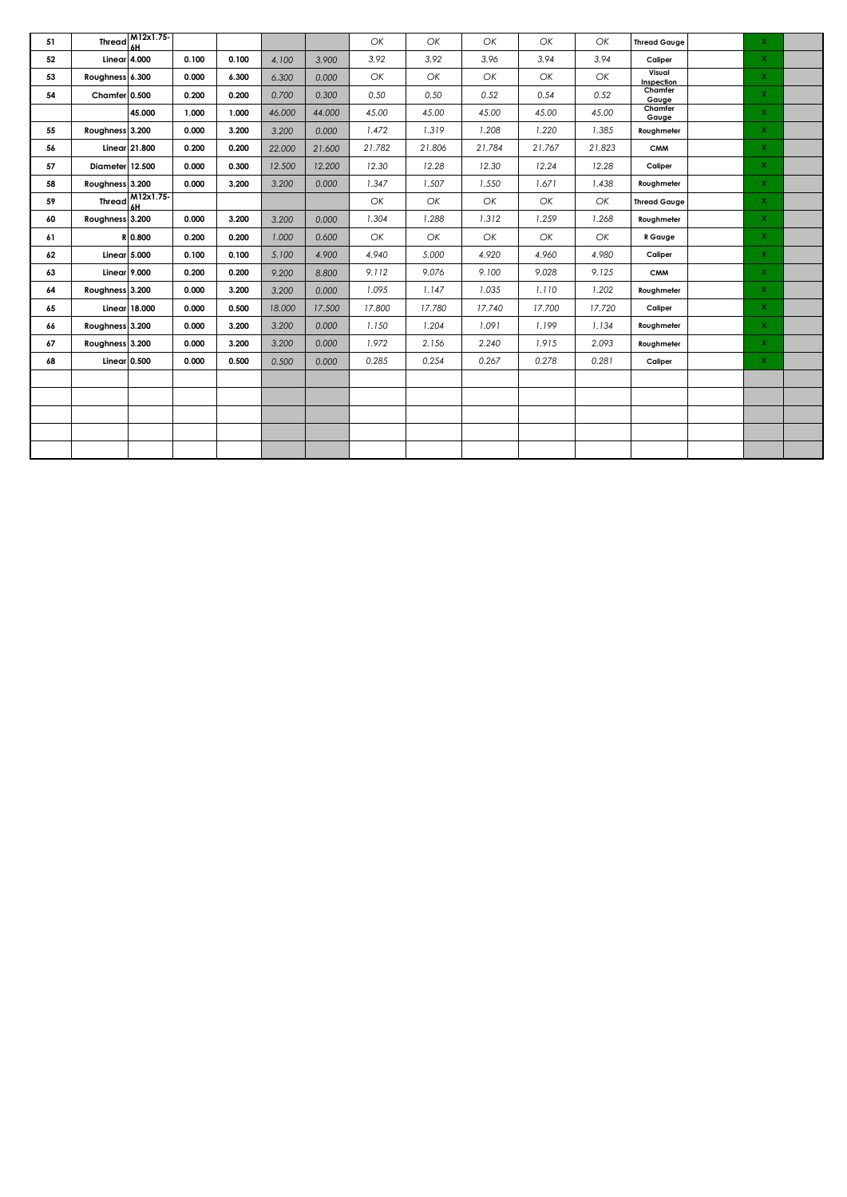| 51 | Thread | M12x1.75-6H | | | | | OK | OK | OK | OK | OK | Thread Gauge | | X | |
|---|---|---|---|---|---|---|---|---|---|---|---|---|---|---|---|
| 52 | Linear | 4.000 | 0.100 | 0.100 | 4.100 | 3.900 | 3.92 | 3.92 | 3.96 | 3.94 | 3.94 | Caliper | | X | |
| 53 | Roughness | 6.300 | 0.000 | 6.300 | 6.300 | 0.000 | OK | OK | OK | OK | OK | Visual Inspection | | X | |
| 54 | Chamfer | 0.500 | 0.200 | 0.200 | 0.700 | 0.300 | 0.50 | 0.50 | 0.52 | 0.54 | 0.52 | Chamfer Gauge | | X | |
| | | 45.000 | 1.000 | 1.000 | 46.000 | 44.000 | 45.00 | 45.00 | 45.00 | 45.00 | 45.00 | Chamfer Gauge | | X | |
| 55 | Roughness | 3.200 | 0.000 | 3.200 | 3.200 | 0.000 | 1.472 | 1.319 | 1.208 | 1.220 | 1.385 | Roughmeter | | X | |
| 56 | Linear | 21.800 | 0.200 | 0.200 | 22.000 | 21.600 | 21.782 | 21.806 | 21.784 | 21.767 | 21.823 | CMM | | X | |
| 57 | Diameter | 12.500 | 0.000 | 0.300 | 12.500 | 12.200 | 12.30 | 12.28 | 12.30 | 12.24 | 12.28 | Caliper | | X | |
| 58 | Roughness | 3.200 | 0.000 | 3.200 | 3.200 | 0.000 | 1.347 | 1.507 | 1.550 | 1.671 | 1.438 | Roughmeter | | X | |
| 59 | Thread | M12x1.75-6H | | | | | OK | OK | OK | OK | OK | Thread Gauge | | X | |
| 60 | Roughness | 3.200 | 0.000 | 3.200 | 3.200 | 0.000 | 1.304 | 1.288 | 1.312 | 1.259 | 1.268 | Roughmeter | | X | |
| 61 | R | 0.800 | 0.200 | 0.200 | 1.000 | 0.600 | OK | OK | OK | OK | OK | R Gauge | | X | |
| 62 | Linear | 5.000 | 0.100 | 0.100 | 5.100 | 4.900 | 4.940 | 5.000 | 4.920 | 4.960 | 4.980 | Caliper | | X | |
| 63 | Linear | 9.000 | 0.200 | 0.200 | 9.200 | 8.800 | 9.112 | 9.076 | 9.100 | 9.028 | 9.125 | CMM | | X | |
| 64 | Roughness | 3.200 | 0.000 | 3.200 | 3.200 | 0.000 | 1.095 | 1.147 | 1.035 | 1.110 | 1.202 | Roughmeter | | X | |
| 65 | Linear | 18.000 | 0.000 | 0.500 | 18.000 | 17.500 | 17.800 | 17.780 | 17.740 | 17.700 | 17.720 | Caliper | | X | |
| 66 | Roughness | 3.200 | 0.000 | 3.200 | 3.200 | 0.000 | 1.150 | 1.204 | 1.091 | 1.199 | 1.134 | Roughmeter | | X | |
| 67 | Roughness | 3.200 | 0.000 | 3.200 | 3.200 | 0.000 | 1.972 | 2.156 | 2.240 | 1.915 | 2.093 | Roughmeter | | X | |
| 68 | Linear | 0.500 | 0.000 | 0.500 | 0.500 | 0.000 | 0.285 | 0.254 | 0.267 | 0.278 | 0.281 | Caliper | | X | |
| | | | | | | | | | | | | | | | |
| | | | | | | | | | | | | | | | |
| | | | | | | | | | | | | | | | |
| | | | | | | | | | | | | | | | |
| | | | | | | | | | | | | | | | |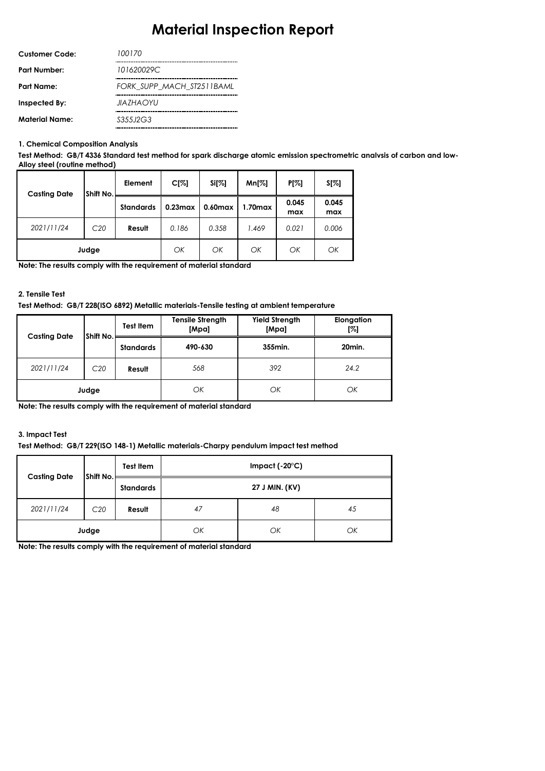# Material Inspection Report

| | |
|---|---|
| **Customer Code:** | *100170* |
| **Part Number:** | *101620029C* |
| **Part Name:** | *FORK_SUPP_MACH_ST2511BAML* |
| **Inspected By:** | *JIAZHAOYU* |
| **Material Name:** | *S355J2G3* |

**1. Chemical Composition Analysis**

**Test Method: GB/T 4336 Standard test method for spark discharge atomic emission spectrometric analvsis of carbon and low-Alloy steel (routine method)**

| Casting Date | Shift No. | Element | C[%] | Si[%] | Mn[%] | P[%] | S[%] |
|---|---|---|---|---|---|---|---|
| | | **Standards** | **0.23max** | **0.60max** | **1.70max** | **0.045 max** | **0.045 max** |
| *2021/11/24* | *C20* | **Result** | *0.186* | *0.358* | *1.469* | *0.021* | *0.006* |
| **Judge** | | | *OK* | *OK* | *OK* | *OK* | *OK* |

**Note: The results comply with the requirement of material standard**

**2. Tensile Test**

**Test Method: GB/T 228(ISO 6892) Metallic materials-Tensile testing at ambient temperature**

| Casting Date | Shift No. | Test Item | Tensile Strength [Mpa] | Yield Strength [Mpa] | Elongation [%] |
|---|---|---|---|---|---|
| | | **Standards** | **490-630** | **355min.** | **20min.** |
| *2021/11/24* | *C20* | **Result** | *568* | *392* | *24.2* |
| **Judge** | | | *OK* | *OK* | *OK* |

**Note: The results comply with the requirement of material standard**

**3. Impact Test**

**Test Method: GB/T 229(ISO 148-1) Metallic materials-Charpy pendulum impact test method**

| Casting Date | Shift No. | Test Item | Impact (-20°C) | | |
|---|---|---|---|---|---|
| | | **Standards** | **27 J MIN. (KV)** | | |
| *2021/11/24* | *C20* | **Result** | *47* | *48* | *45* |
| **Judge** | | | *OK* | *OK* | *OK* |

**Note: The results comply with the requirement of material standard**